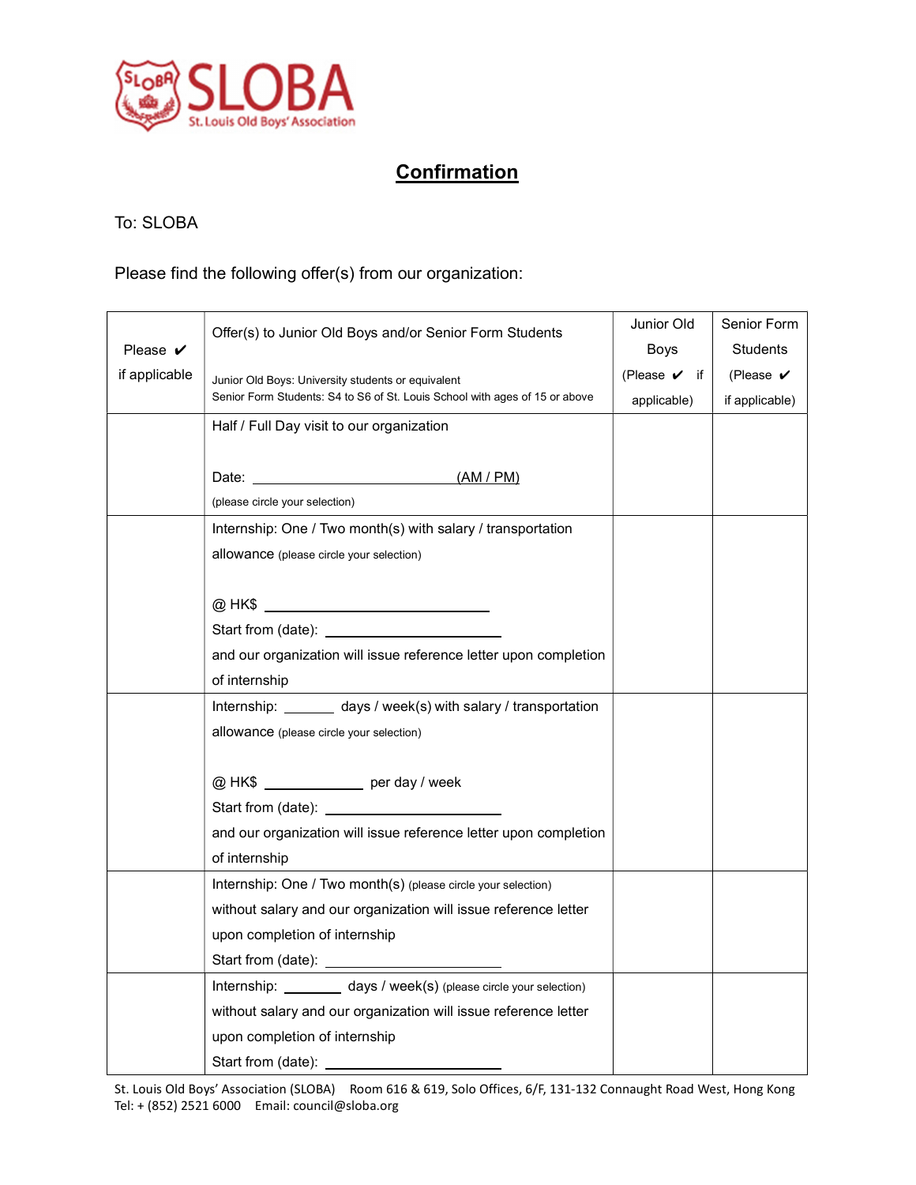SLOBA
St. Louis Old Boys' Association

## Confirmation

To: SLOBA

Please find the following offer(s) from our organization:

| Please ✔ if applicable | Offer(s) to Junior Old Boys and/or Senior Form Students<br><br>Junior Old Boys: University students or equivalent<br>Senior Form Students: S4 to S6 of St. Louis School with ages of 15 or above | Junior Old Boys (Please ✔ if applicable) | Senior Form Students (Please ✔ if applicable) |
|---|---|---|---|
| | Half / Full Day visit to our organization<br><br>Date: ____________________ (AM / PM)<br>(please circle your selection) | | |
| | Internship: One / Two month(s) with salary / transportation allowance (please circle your selection)<br><br>@ HK$ ____________________<br>Start from (date): ________________<br>and our organization will issue reference letter upon completion of internship | | |
| | Internship: ______ days / week(s) with salary / transportation allowance (please circle your selection)<br><br>@ HK$ __________ per day / week<br>Start from (date): ________________<br>and our organization will issue reference letter upon completion of internship | | |
| | Internship: One / Two month(s) (please circle your selection) without salary and our organization will issue reference letter upon completion of internship<br>Start from (date): ________________ | | |
| | Internship: ______ days / week(s) (please circle your selection) without salary and our organization will issue reference letter upon completion of internship<br>Start from (date): ________________ | | |

St. Louis Old Boys' Association (SLOBA) Room 616 & 619, Solo Offices, 6/F, 131-132 Connaught Road West, Hong Kong
Tel: + (852) 2521 6000 Email: council@sloba.org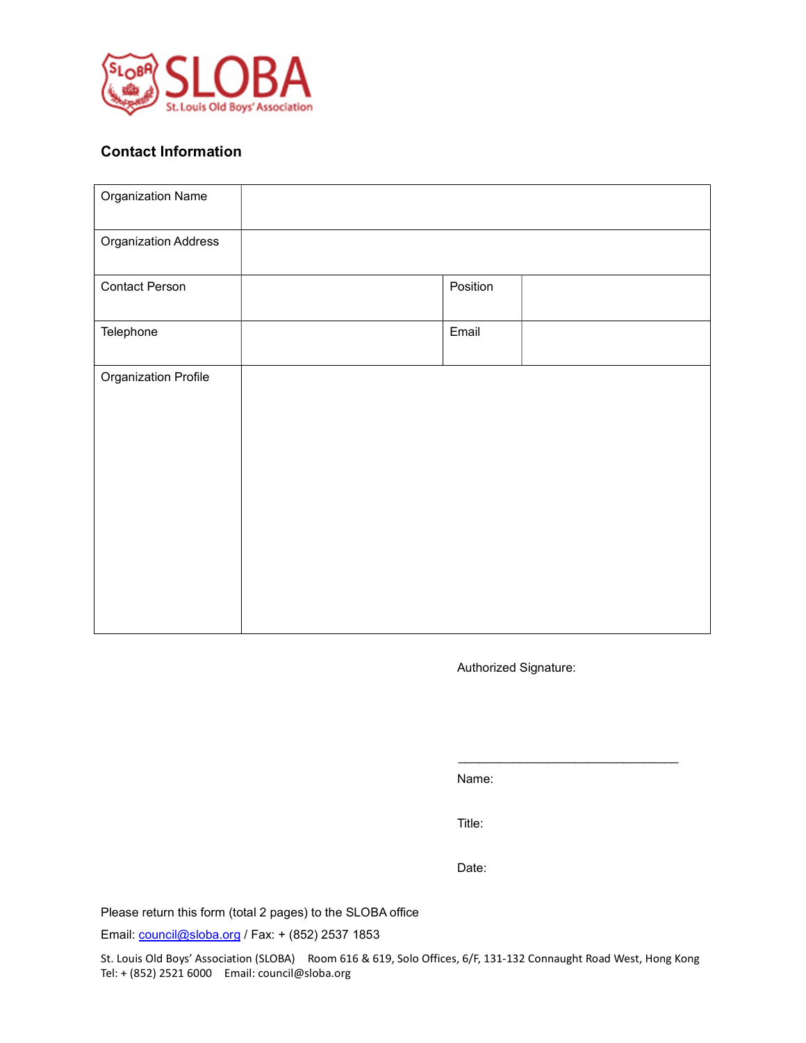SLOBA

St. Louis Old Boys' Association

### Contact Information

| | | | |
|---|---|---|---|
| Organization Name | | | |
| Organization Address | | | |
| Contact Person | | Position | |
| Telephone | | Email | |
| Organization Profile | | | |

Authorized Signature:

\_\_\_\_\_\_\_\_\_\_\_\_\_\_\_\_\_\_\_\_\_\_\_\_\_\_\_\_\_\_\_\_

Name:

Title:

Date:

Please return this form (total 2 pages) to the SLOBA office

Email: council@sloba.org / Fax: + (852) 2537 1853

St. Louis Old Boys' Association (SLOBA) Room 616 & 619, Solo Offices, 6/F, 131-132 Connaught Road West, Hong Kong
Tel: + (852) 2521 6000 Email: council@sloba.org